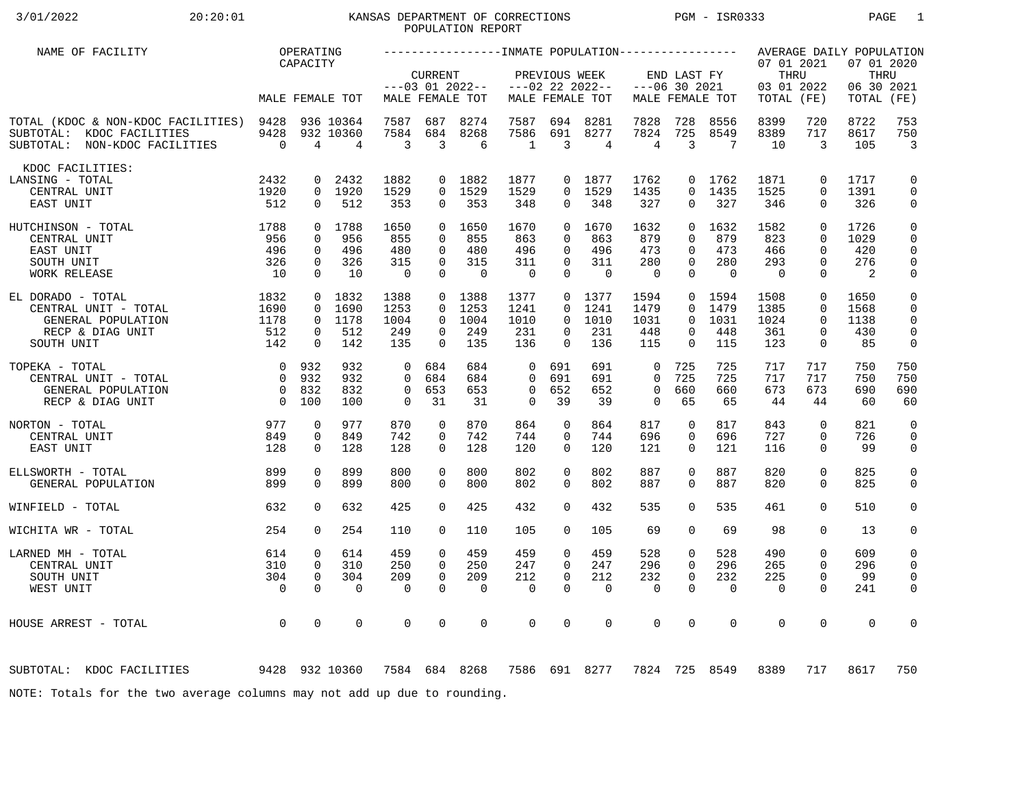KANSAS DEPARTMENT OF CORRECTIONS
POPULATION REPORT

3/01/2022 20:20:01 PGM - ISR0333

| NAME OF FACILITY | OPERATING CAPACITY | | | INMATE POPULATION | | | | | | | | | | | | AVERAGE DAILY POPULATION | | | |
|---|---|---|---|---|---|---|---|---|---|---|---|---|---|---|---|---|---|---|---|
| | | | | CURRENT ---03 01 2022-- | | | PREVIOUS WEEK ---02 22 2022-- | | | END LAST FY ---06 30 2021 | | | | | | 07 01 2021 THRU 03 01 2022 | | 07 01 2020 THRU 06 30 2021 | |
| | MALE | FEMALE | TOT | MALE | FEMALE | TOT | MALE | FEMALE | TOT | MALE | FEMALE | TOT | | | | TOTAL | (FE) | TOTAL | (FE) |
| TOTAL (KDOC & NON-KDOC FACILITIES) | 9428 | 936 | 10364 | 7587 | 687 | 8274 | 7587 | 694 | 8281 | 7828 | 728 | 8556 | | | | 8399 | 720 | 8722 | 753 |
| SUBTOTAL: KDOC FACILITIES | 9428 | 932 | 10360 | 7584 | 684 | 8268 | 7586 | 691 | 8277 | 7824 | 725 | 8549 | | | | 8389 | 717 | 8617 | 750 |
| SUBTOTAL: NON-KDOC FACILITIES | 0 | 4 | 4 | 3 | 3 | 6 | 1 | 3 | 4 | 4 | 3 | 7 | | | | 10 | 3 | 105 | 3 |
| KDOC FACILITIES: | | | | | | | | | | | | | | | | | | | |
| LANSING - TOTAL | 2432 | 0 | 2432 | 1882 | 0 | 1882 | 1877 | 0 | 1877 | 1762 | 0 | 1762 | | | | 1871 | 0 | 1717 | 0 |
| CENTRAL UNIT | 1920 | 0 | 1920 | 1529 | 0 | 1529 | 1529 | 0 | 1529 | 1435 | 0 | 1435 | | | | 1525 | 0 | 1391 | 0 |
| EAST UNIT | 512 | 0 | 512 | 353 | 0 | 353 | 348 | 0 | 348 | 327 | 0 | 327 | | | | 346 | 0 | 326 | 0 |
| HUTCHINSON - TOTAL | 1788 | 0 | 1788 | 1650 | 0 | 1650 | 1670 | 0 | 1670 | 1632 | 0 | 1632 | | | | 1582 | 0 | 1726 | 0 |
| CENTRAL UNIT | 956 | 0 | 956 | 855 | 0 | 855 | 863 | 0 | 863 | 879 | 0 | 879 | | | | 823 | 0 | 1029 | 0 |
| EAST UNIT | 496 | 0 | 496 | 480 | 0 | 480 | 496 | 0 | 496 | 473 | 0 | 473 | | | | 466 | 0 | 420 | 0 |
| SOUTH UNIT | 326 | 0 | 326 | 315 | 0 | 315 | 311 | 0 | 311 | 280 | 0 | 280 | | | | 293 | 0 | 276 | 0 |
| WORK RELEASE | 10 | 0 | 10 | 0 | 0 | 0 | 0 | 0 | 0 | 0 | 0 | 0 | | | | 0 | 0 | 2 | 0 |
| EL DORADO - TOTAL | 1832 | 0 | 1832 | 1388 | 0 | 1388 | 1377 | 0 | 1377 | 1594 | 0 | 1594 | | | | 1508 | 0 | 1650 | 0 |
| CENTRAL UNIT - TOTAL | 1690 | 0 | 1690 | 1253 | 0 | 1253 | 1241 | 0 | 1241 | 1479 | 0 | 1479 | | | | 1385 | 0 | 1568 | 0 |
| GENERAL POPULATION | 1178 | 0 | 1178 | 1004 | 0 | 1004 | 1010 | 0 | 1010 | 1031 | 0 | 1031 | | | | 1024 | 0 | 1138 | 0 |
| RECP & DIAG UNIT | 512 | 0 | 512 | 249 | 0 | 249 | 231 | 0 | 231 | 448 | 0 | 448 | | | | 361 | 0 | 430 | 0 |
| SOUTH UNIT | 142 | 0 | 142 | 135 | 0 | 135 | 136 | 0 | 136 | 115 | 0 | 115 | | | | 123 | 0 | 85 | 0 |
| TOPEKA - TOTAL | 0 | 932 | 932 | 0 | 684 | 684 | 0 | 691 | 691 | 0 | 725 | 725 | | | | 717 | 717 | 750 | 750 |
| CENTRAL UNIT - TOTAL | 0 | 932 | 932 | 0 | 684 | 684 | 0 | 691 | 691 | 0 | 725 | 725 | | | | 717 | 717 | 750 | 750 |
| GENERAL POPULATION | 0 | 832 | 832 | 0 | 653 | 653 | 0 | 652 | 652 | 0 | 660 | 660 | | | | 673 | 673 | 690 | 690 |
| RECP & DIAG UNIT | 0 | 100 | 100 | 0 | 31 | 31 | 0 | 39 | 39 | 0 | 65 | 65 | | | | 44 | 44 | 60 | 60 |
| NORTON - TOTAL | 977 | 0 | 977 | 870 | 0 | 870 | 864 | 0 | 864 | 817 | 0 | 817 | | | | 843 | 0 | 821 | 0 |
| CENTRAL UNIT | 849 | 0 | 849 | 742 | 0 | 742 | 744 | 0 | 744 | 696 | 0 | 696 | | | | 727 | 0 | 726 | 0 |
| EAST UNIT | 128 | 0 | 128 | 128 | 0 | 128 | 120 | 0 | 120 | 121 | 0 | 121 | | | | 116 | 0 | 99 | 0 |
| ELLSWORTH - TOTAL | 899 | 0 | 899 | 800 | 0 | 800 | 802 | 0 | 802 | 887 | 0 | 887 | | | | 820 | 0 | 825 | 0 |
| GENERAL POPULATION | 899 | 0 | 899 | 800 | 0 | 800 | 802 | 0 | 802 | 887 | 0 | 887 | | | | 820 | 0 | 825 | 0 |
| WINFIELD - TOTAL | 632 | 0 | 632 | 425 | 0 | 425 | 432 | 0 | 432 | 535 | 0 | 535 | | | | 461 | 0 | 510 | 0 |
| WICHITA WR - TOTAL | 254 | 0 | 254 | 110 | 0 | 110 | 105 | 0 | 105 | 69 | 0 | 69 | | | | 98 | 0 | 13 | 0 |
| LARNED MH - TOTAL | 614 | 0 | 614 | 459 | 0 | 459 | 459 | 0 | 459 | 528 | 0 | 528 | | | | 490 | 0 | 609 | 0 |
| CENTRAL UNIT | 310 | 0 | 310 | 250 | 0 | 250 | 247 | 0 | 247 | 296 | 0 | 296 | | | | 265 | 0 | 296 | 0 |
| SOUTH UNIT | 304 | 0 | 304 | 209 | 0 | 209 | 212 | 0 | 212 | 232 | 0 | 232 | | | | 225 | 0 | 99 | 0 |
| WEST UNIT | 0 | 0 | 0 | 0 | 0 | 0 | 0 | 0 | 0 | 0 | 0 | 0 | | | | 0 | 0 | 241 | 0 |
| HOUSE ARREST - TOTAL | 0 | 0 | 0 | 0 | 0 | 0 | 0 | 0 | 0 | 0 | 0 | 0 | | | | 0 | 0 | 0 | 0 |
| SUBTOTAL: KDOC FACILITIES | 9428 | 932 | 10360 | 7584 | 684 | 8268 | 7586 | 691 | 8277 | 7824 | 725 | 8549 | | | | 8389 | 717 | 8617 | 750 |

NOTE: Totals for the two average columns may not add up due to rounding.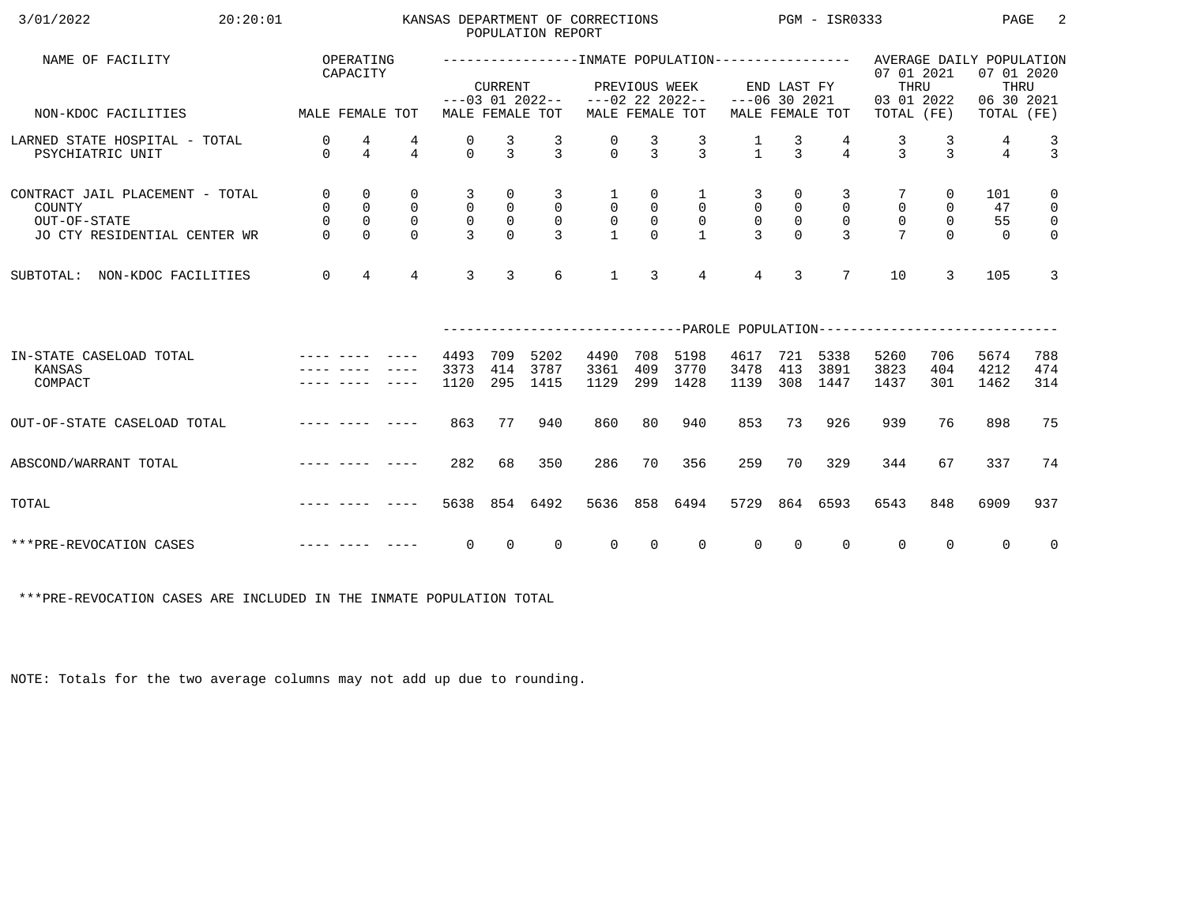KANSAS DEPARTMENT OF CORRECTIONS
POPULATION REPORT

3/01/2022 20:20:01 PGM - ISR0333

| NAME OF FACILITY | OPERATING CAPACITY | | | INMATE POPULATION | | | | | | | | | AVERAGE DAILY POPULATION | | | |
|---|---|---|---|---|---|---|---|---|---|---|---|---|---|---|---|---|
| | | | | CURRENT ---03 01 2022-- | | | PREVIOUS WEEK ---02 22 2022-- | | | END LAST FY ---06 30 2021 | | | 07 01 2021 THRU 03 01 2022 | | 07 01 2020 THRU 06 30 2021 | |
| NON-KDOC FACILITIES | MALE | FEMALE | TOT | MALE | FEMALE | TOT | MALE | FEMALE | TOT | MALE | FEMALE | TOT | TOTAL | (FE) | TOTAL | (FE) |
| LARNED STATE HOSPITAL - TOTAL | 0 | 4 | 4 | 0 | 3 | 3 | 0 | 3 | 3 | 1 | 3 | 4 | 3 | 3 | 4 | 3 |
| PSYCHIATRIC UNIT | 0 | 4 | 4 | 0 | 3 | 3 | 0 | 3 | 3 | 1 | 3 | 4 | 3 | 3 | 4 | 3 |
| CONTRACT JAIL PLACEMENT - TOTAL | 0 | 0 | 0 | 3 | 0 | 3 | 1 | 0 | 1 | 3 | 0 | 3 | 7 | 0 | 101 | 0 |
| COUNTY | 0 | 0 | 0 | 0 | 0 | 0 | 0 | 0 | 0 | 0 | 0 | 0 | 0 | 0 | 47 | 0 |
| OUT-OF-STATE | 0 | 0 | 0 | 0 | 0 | 0 | 0 | 0 | 0 | 0 | 0 | 0 | 0 | 0 | 55 | 0 |
| JO CTY RESIDENTIAL CENTER WR | 0 | 0 | 0 | 3 | 0 | 3 | 1 | 0 | 1 | 3 | 0 | 3 | 7 | 0 | 0 | 0 |
| SUBTOTAL: NON-KDOC FACILITIES | 0 | 4 | 4 | 3 | 3 | 6 | 1 | 3 | 4 | 4 | 3 | 7 | 10 | 3 | 105 | 3 |
| | | | | PAROLE POPULATION | | | | | | | | | | | | |
| IN-STATE CASELOAD TOTAL | ---- | ---- | ---- | 4493 | 709 | 5202 | 4490 | 708 | 5198 | 4617 | 721 | 5338 | 5260 | 706 | 5674 | 788 |
| KANSAS | ---- | ---- | ---- | 3373 | 414 | 3787 | 3361 | 409 | 3770 | 3478 | 413 | 3891 | 3823 | 404 | 4212 | 474 |
| COMPACT | ---- | ---- | ---- | 1120 | 295 | 1415 | 1129 | 299 | 1428 | 1139 | 308 | 1447 | 1437 | 301 | 1462 | 314 |
| OUT-OF-STATE CASELOAD TOTAL | ---- | ---- | ---- | 863 | 77 | 940 | 860 | 80 | 940 | 853 | 73 | 926 | 939 | 76 | 898 | 75 |
| ABSCOND/WARRANT TOTAL | ---- | ---- | ---- | 282 | 68 | 350 | 286 | 70 | 356 | 259 | 70 | 329 | 344 | 67 | 337 | 74 |
| TOTAL | ---- | ---- | ---- | 5638 | 854 | 6492 | 5636 | 858 | 6494 | 5729 | 864 | 6593 | 6543 | 848 | 6909 | 937 |
| ***PRE-REVOCATION CASES | ---- | ---- | ---- | 0 | 0 | 0 | 0 | 0 | 0 | 0 | 0 | 0 | 0 | 0 | 0 | 0 |

***PRE-REVOCATION CASES ARE INCLUDED IN THE INMATE POPULATION TOTAL

NOTE: Totals for the two average columns may not add up due to rounding.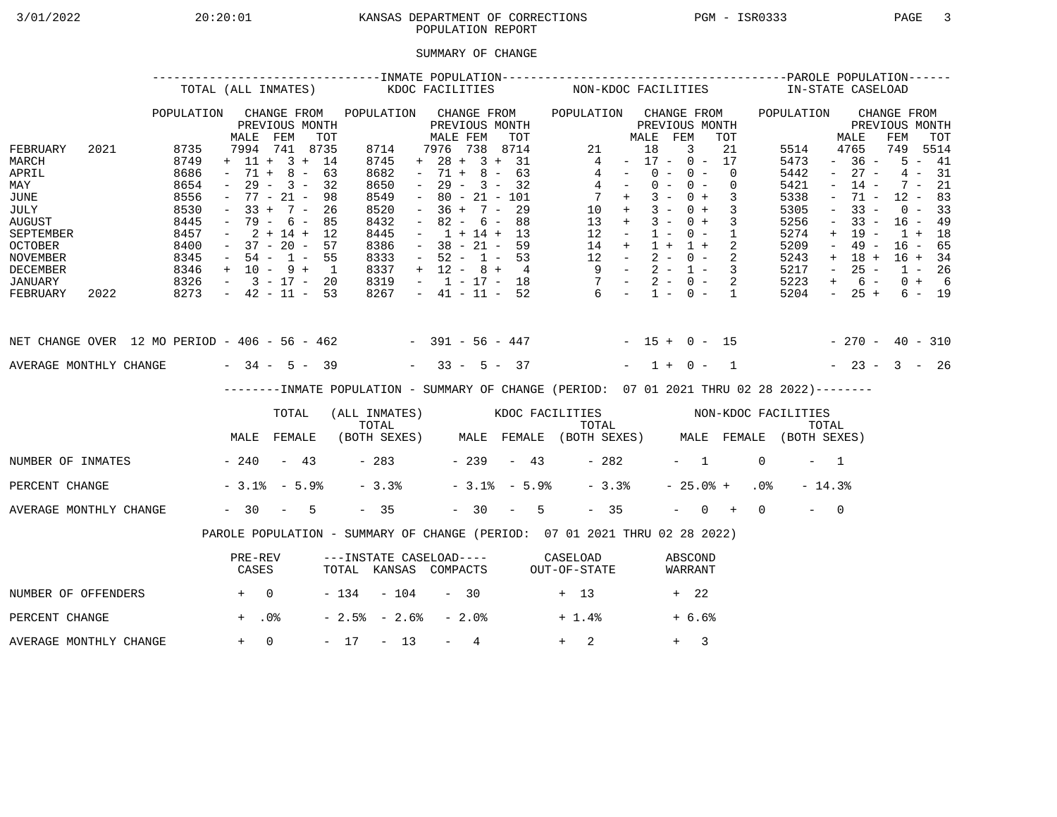KANSAS DEPARTMENT OF CORRECTIONS

POPULATION REPORT

## SUMMARY OF CHANGE

| | INMATE POPULATION - TOTAL (ALL INMATES) | | | | INMATE POPULATION - KDOC FACILITIES | | | | INMATE POPULATION - NON-KDOC FACILITIES | | | | PAROLE POPULATION - IN-STATE CASELOAD | | | |
|---|---|---|---|---|---|---|---|---|---|---|---|---|---|---|---|---|
| | POPULATION | CHANGE FROM PREVIOUS MONTH | | | POPULATION | CHANGE FROM PREVIOUS MONTH | | | POPULATION | CHANGE FROM PREVIOUS MONTH | | | POPULATION | CHANGE FROM PREVIOUS MONTH | | |
| | | MALE | FEM | TOT | | MALE | FEM | TOT | | MALE | FEM | TOT | | MALE | FEM | TOT |
| FEBRUARY 2021 | 8735 | 7994 | 741 | 8735 | 8714 | 7976 | 738 | 8714 | 21 | 18 | 3 | 21 | 5514 | 4765 | 749 | 5514 |
| MARCH | 8749 | + 11 | + 3 | + 14 | 8745 | + 28 | + 3 | + 31 | 4 | - 17 | - 0 | - 17 | 5473 | - 36 | - 5 | - 41 |
| APRIL | 8686 | - 71 | + 8 | - 63 | 8682 | - 71 | + 8 | - 63 | 4 | - 0 | - 0 | - 0 | 5442 | - 27 | - 4 | - 31 |
| MAY | 8654 | - 29 | - 3 | - 32 | 8650 | - 29 | - 3 | - 32 | 4 | - 0 | - 0 | - 0 | 5421 | - 14 | - 7 | - 21 |
| JUNE | 8556 | - 77 | - 21 | - 98 | 8549 | - 80 | - 21 | - 101 | 7 | + 3 | - 0 | + 3 | 5338 | - 71 | - 12 | - 83 |
| JULY | 8530 | - 33 | + 7 | - 26 | 8520 | - 36 | + 7 | - 29 | 10 | + 3 | - 0 | + 3 | 5305 | - 33 | - 0 | - 33 |
| AUGUST | 8445 | - 79 | - 6 | - 85 | 8432 | - 82 | - 6 | - 88 | 13 | + 3 | - 0 | + 3 | 5256 | - 33 | - 16 | - 49 |
| SEPTEMBER | 8457 | - 2 | + 14 | + 12 | 8445 | - 1 | + 14 | + 13 | 12 | - 1 | - 0 | - 1 | 5274 | + 19 | - 1 | + 18 |
| OCTOBER | 8400 | - 37 | - 20 | - 57 | 8386 | - 38 | - 21 | - 59 | 14 | + 1 | + 1 | + 2 | 5209 | - 49 | - 16 | - 65 |
| NOVEMBER | 8345 | - 54 | - 1 | - 55 | 8333 | - 52 | - 1 | - 53 | 12 | - 2 | - 0 | - 2 | 5243 | + 18 | + 16 | + 34 |
| DECEMBER | 8346 | + 10 | - 9 | + 1 | 8337 | + 12 | - 8 | + 4 | 9 | - 2 | - 1 | - 3 | 5217 | - 25 | - 1 | - 26 |
| JANUARY | 8326 | - 3 | - 17 | - 20 | 8319 | - 1 | - 17 | - 18 | 7 | - 2 | - 0 | - 2 | 5223 | + 6 | - 0 | + 6 |
| FEBRUARY 2022 | 8273 | - 42 | - 11 | - 53 | 8267 | - 41 | - 11 | - 52 | 6 | - 1 | - 0 | - 1 | 5204 | - 25 | + 6 | - 19 |
| NET CHANGE OVER 12 MO PERIOD | | - 406 | - 56 | - 462 | | - 391 | - 56 | - 447 | | - 15 | + 0 | - 15 | | - 270 | - 40 | - 310 |
| AVERAGE MONTHLY CHANGE | | - 34 | - 5 | - 39 | | - 33 | - 5 | - 37 | | - 1 | + 0 | - 1 | | - 23 | - 3 | - 26 |

### INMATE POPULATION - SUMMARY OF CHANGE (PERIOD: 07 01 2021 THRU 02 28 2022)

| | TOTAL (ALL INMATES) | | | KDOC FACILITIES | | | NON-KDOC FACILITIES | | |
|---|---|---|---|---|---|---|---|---|---|
| | MALE | FEMALE | TOTAL (BOTH SEXES) | MALE | FEMALE | TOTAL (BOTH SEXES) | MALE | FEMALE | TOTAL (BOTH SEXES) |
| NUMBER OF INMATES | - 240 | - 43 | - 283 | - 239 | - 43 | - 282 | - 1 | 0 | - 1 |
| PERCENT CHANGE | - 3.1% | - 5.9% | - 3.3% | - 3.1% | - 5.9% | - 3.3% | - 25.0% | + .0% | - 14.3% |
| AVERAGE MONTHLY CHANGE | - 30 | - 5 | - 35 | - 30 | - 5 | - 35 | - 0 | + 0 | - 0 |

### PAROLE POPULATION - SUMMARY OF CHANGE (PERIOD: 07 01 2021 THRU 02 28 2022)

| | PRE-REV CASES | INSTATE CASELOAD TOTAL | INSTATE CASELOAD KANSAS | INSTATE CASELOAD COMPACTS | CASELOAD OUT-OF-STATE | ABSCOND WARRANT |
|---|---|---|---|---|---|---|
| NUMBER OF OFFENDERS | + 0 | - 134 | - 104 | - 30 | + 13 | + 22 |
| PERCENT CHANGE | + .0% | - 2.5% | - 2.6% | - 2.0% | + 1.4% | + 6.6% |
| AVERAGE MONTHLY CHANGE | + 0 | - 17 | - 13 | - 4 | + 2 | + 3 |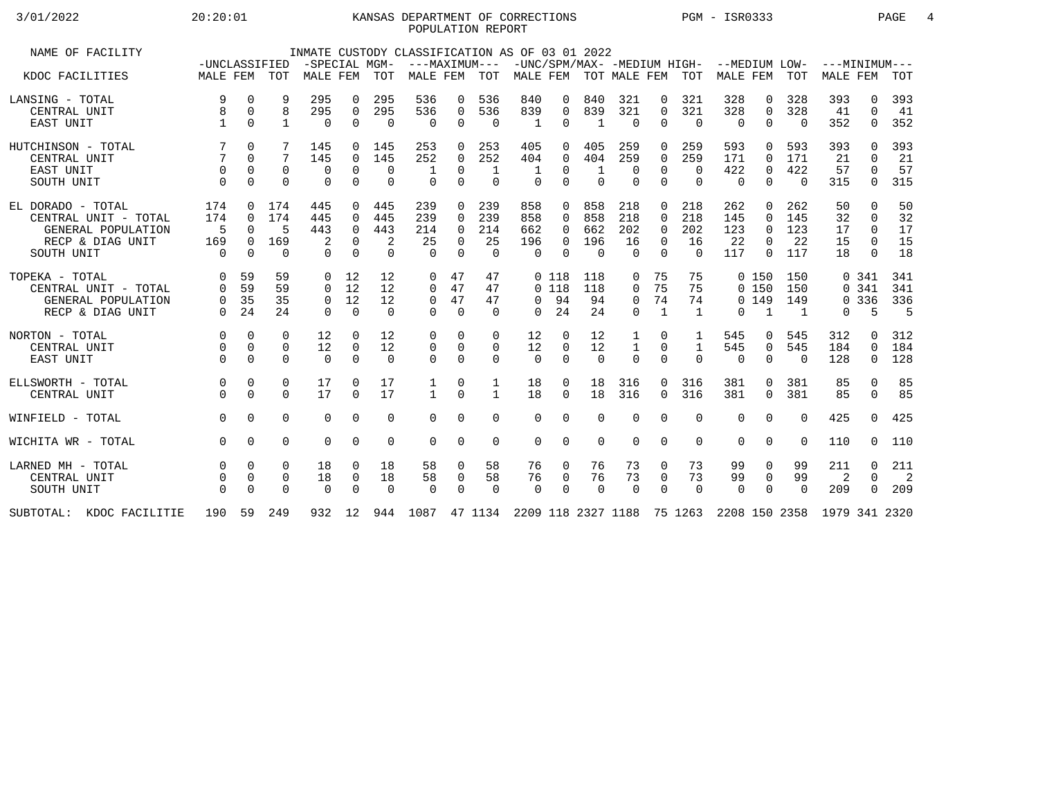KANSAS DEPARTMENT OF CORRECTIONS
POPULATION REPORT

3/01/2022 20:20:01 PGM - ISR0333

INMATE CUSTODY CLASSIFICATION AS OF 03 01 2022

| NAME OF FACILITY | -UNCLASSIFIED | | | -SPECIAL MGM- | | | ---MAXIMUM--- | | | -UNC/SPM/MAX- | | | -MEDIUM HIGH- | | | --MEDIUM LOW- | | | ---MINIMUM--- | | |
|---|---|---|---|---|---|---|---|---|---|---|---|---|---|---|---|---|---|---|---|---|---|
| KDOC FACILITIES | MALE | FEM | TOT | MALE | FEM | TOT | MALE | FEM | TOT | MALE | FEM | TOT | MALE | FEM | TOT | MALE | FEM | TOT | MALE | FEM | TOT |
| LANSING - TOTAL | 9 | 0 | 9 | 295 | 0 | 295 | 536 | 0 | 536 | 840 | 0 | 840 | 321 | 0 | 321 | 328 | 0 | 328 | 393 | 0 | 393 |
| CENTRAL UNIT | 8 | 0 | 8 | 295 | 0 | 295 | 536 | 0 | 536 | 839 | 0 | 839 | 321 | 0 | 321 | 328 | 0 | 328 | 41 | 0 | 41 |
| EAST UNIT | 1 | 0 | 1 | 0 | 0 | 0 | 0 | 0 | 0 | 1 | 0 | 1 | 0 | 0 | 0 | 0 | 0 | 0 | 352 | 0 | 352 |
| HUTCHINSON - TOTAL | 7 | 0 | 7 | 145 | 0 | 145 | 253 | 0 | 253 | 405 | 0 | 405 | 259 | 0 | 259 | 593 | 0 | 593 | 393 | 0 | 393 |
| CENTRAL UNIT | 7 | 0 | 7 | 145 | 0 | 145 | 252 | 0 | 252 | 404 | 0 | 404 | 259 | 0 | 259 | 171 | 0 | 171 | 21 | 0 | 21 |
| EAST UNIT | 0 | 0 | 0 | 0 | 0 | 0 | 1 | 0 | 1 | 1 | 0 | 1 | 0 | 0 | 0 | 422 | 0 | 422 | 57 | 0 | 57 |
| SOUTH UNIT | 0 | 0 | 0 | 0 | 0 | 0 | 0 | 0 | 0 | 0 | 0 | 0 | 0 | 0 | 0 | 0 | 0 | 0 | 315 | 0 | 315 |
| EL DORADO - TOTAL | 174 | 0 | 174 | 445 | 0 | 445 | 239 | 0 | 239 | 858 | 0 | 858 | 218 | 0 | 218 | 262 | 0 | 262 | 50 | 0 | 50 |
| CENTRAL UNIT - TOTAL | 174 | 0 | 174 | 445 | 0 | 445 | 239 | 0 | 239 | 858 | 0 | 858 | 218 | 0 | 218 | 145 | 0 | 145 | 32 | 0 | 32 |
| GENERAL POPULATION | 5 | 0 | 5 | 443 | 0 | 443 | 214 | 0 | 214 | 662 | 0 | 662 | 202 | 0 | 202 | 123 | 0 | 123 | 17 | 0 | 17 |
| RECP & DIAG UNIT | 169 | 0 | 169 | 2 | 0 | 2 | 25 | 0 | 25 | 196 | 0 | 196 | 16 | 0 | 16 | 22 | 0 | 22 | 15 | 0 | 15 |
| SOUTH UNIT | 0 | 0 | 0 | 0 | 0 | 0 | 0 | 0 | 0 | 0 | 0 | 0 | 0 | 0 | 0 | 117 | 0 | 117 | 18 | 0 | 18 |
| TOPEKA - TOTAL | 0 | 59 | 59 | 0 | 12 | 12 | 0 | 47 | 47 | 0 | 118 | 118 | 0 | 75 | 75 | 0 | 150 | 150 | 0 | 341 | 341 |
| CENTRAL UNIT - TOTAL | 0 | 59 | 59 | 0 | 12 | 12 | 0 | 47 | 47 | 0 | 118 | 118 | 0 | 75 | 75 | 0 | 150 | 150 | 0 | 341 | 341 |
| GENERAL POPULATION | 0 | 35 | 35 | 0 | 12 | 12 | 0 | 47 | 47 | 0 | 94 | 94 | 0 | 74 | 74 | 0 | 149 | 149 | 0 | 336 | 336 |
| RECP & DIAG UNIT | 0 | 24 | 24 | 0 | 0 | 0 | 0 | 0 | 0 | 0 | 24 | 24 | 0 | 1 | 1 | 0 | 1 | 1 | 0 | 5 | 5 |
| NORTON - TOTAL | 0 | 0 | 0 | 12 | 0 | 12 | 0 | 0 | 0 | 12 | 0 | 12 | 1 | 0 | 1 | 545 | 0 | 545 | 312 | 0 | 312 |
| CENTRAL UNIT | 0 | 0 | 0 | 12 | 0 | 12 | 0 | 0 | 0 | 12 | 0 | 12 | 1 | 0 | 1 | 545 | 0 | 545 | 184 | 0 | 184 |
| EAST UNIT | 0 | 0 | 0 | 0 | 0 | 0 | 0 | 0 | 0 | 0 | 0 | 0 | 0 | 0 | 0 | 0 | 0 | 0 | 128 | 0 | 128 |
| ELLSWORTH - TOTAL | 0 | 0 | 0 | 17 | 0 | 17 | 1 | 0 | 1 | 18 | 0 | 18 | 316 | 0 | 316 | 381 | 0 | 381 | 85 | 0 | 85 |
| CENTRAL UNIT | 0 | 0 | 0 | 17 | 0 | 17 | 1 | 0 | 1 | 18 | 0 | 18 | 316 | 0 | 316 | 381 | 0 | 381 | 85 | 0 | 85 |
| WINFIELD - TOTAL | 0 | 0 | 0 | 0 | 0 | 0 | 0 | 0 | 0 | 0 | 0 | 0 | 0 | 0 | 0 | 0 | 0 | 0 | 425 | 0 | 425 |
| WICHITA WR - TOTAL | 0 | 0 | 0 | 0 | 0 | 0 | 0 | 0 | 0 | 0 | 0 | 0 | 0 | 0 | 0 | 0 | 0 | 0 | 110 | 0 | 110 |
| LARNED MH - TOTAL | 0 | 0 | 0 | 18 | 0 | 18 | 58 | 0 | 58 | 76 | 0 | 76 | 73 | 0 | 73 | 99 | 0 | 99 | 211 | 0 | 211 |
| CENTRAL UNIT | 0 | 0 | 0 | 18 | 0 | 18 | 58 | 0 | 58 | 76 | 0 | 76 | 73 | 0 | 73 | 99 | 0 | 99 | 2 | 0 | 2 |
| SOUTH UNIT | 0 | 0 | 0 | 0 | 0 | 0 | 0 | 0 | 0 | 0 | 0 | 0 | 0 | 0 | 0 | 0 | 0 | 0 | 209 | 0 | 209 |
| SUBTOTAL: KDOC FACILITIE | 190 | 59 | 249 | 932 | 12 | 944 | 1087 | 47 | 1134 | 2209 | 118 | 2327 | 1188 | 75 | 1263 | 2208 | 150 | 2358 | 1979 | 341 | 2320 |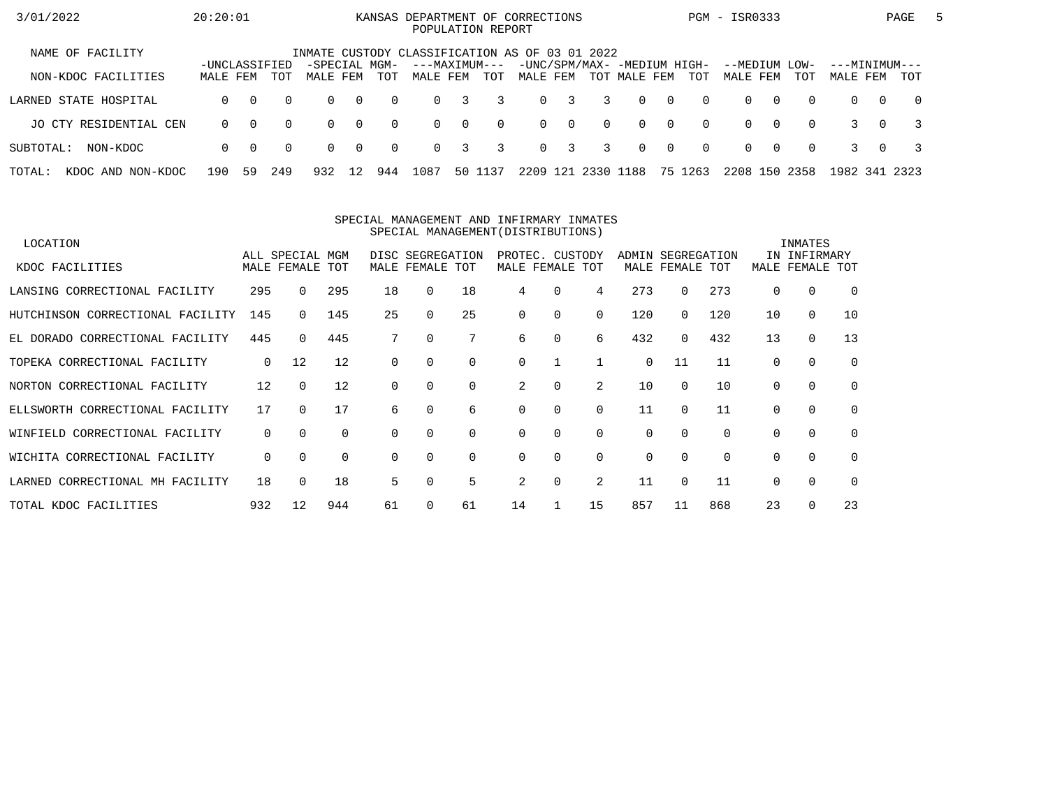# KANSAS DEPARTMENT OF CORRECTIONS
## POPULATION REPORT

3/01/2022 20:20:01 PGM - ISR0333

### INMATE CUSTODY CLASSIFICATION AS OF 03 01 2022

| NAME OF FACILITY / NON-KDOC FACILITIES | -UNCLASSIFIED- | | | -SPECIAL MGM- | | | ---MAXIMUM--- | | | -UNC/SPM/MAX- | | | -MEDIUM HIGH- | | | --MEDIUM LOW- | | | ---MINIMUM--- | | |
|---|---|---|---|---|---|---|---|---|---|---|---|---|---|---|---|---|---|---|---|---|---|
| | MALE | FEM | TOT | MALE | FEM | TOT | MALE | FEM | TOT | MALE | FEM | TOT | MALE | FEM | TOT | MALE | FEM | TOT | MALE | FEM | TOT |
| LARNED STATE HOSPITAL | 0 | 0 | 0 | 0 | 0 | 0 | 0 | 3 | 3 | 0 | 3 | 3 | 0 | 0 | 0 | 0 | 0 | 0 | 0 | 0 | 0 |
| JO CTY RESIDENTIAL CEN | 0 | 0 | 0 | 0 | 0 | 0 | 0 | 0 | 0 | 0 | 0 | 0 | 0 | 0 | 0 | 0 | 0 | 0 | 3 | 0 | 3 |
| SUBTOTAL: NON-KDOC | 0 | 0 | 0 | 0 | 0 | 0 | 0 | 3 | 3 | 0 | 3 | 3 | 0 | 0 | 0 | 0 | 0 | 0 | 3 | 0 | 3 |
| TOTAL: KDOC AND NON-KDOC | 190 | 59 | 249 | 932 | 12 | 944 | 1087 | 50 | 1137 | 2209 | 121 | 2330 | 1188 | 75 | 1263 | 2208 | 150 | 2358 | 1982 | 341 | 2323 |

### SPECIAL MANAGEMENT AND INFIRMARY INMATES
### SPECIAL MANAGEMENT(DISTRIBUTIONS)

| LOCATION / KDOC FACILITIES | ALL SPECIAL MGM | | | DISC SEGREGATION | | | PROTEC. CUSTODY | | | ADMIN SEGREGATION | | | INMATES IN INFIRMARY | | |
|---|---|---|---|---|---|---|---|---|---|---|---|---|---|---|---|
| | MALE | FEMALE | TOT | MALE | FEMALE | TOT | MALE | FEMALE | TOT | MALE | FEMALE | TOT | MALE | FEMALE | TOT |
| LANSING CORRECTIONAL FACILITY | 295 | 0 | 295 | 18 | 0 | 18 | 4 | 0 | 4 | 273 | 0 | 273 | 0 | 0 | 0 |
| HUTCHINSON CORRECTIONAL FACILITY | 145 | 0 | 145 | 25 | 0 | 25 | 0 | 0 | 0 | 120 | 0 | 120 | 10 | 0 | 10 |
| EL DORADO CORRECTIONAL FACILITY | 445 | 0 | 445 | 7 | 0 | 7 | 6 | 0 | 6 | 432 | 0 | 432 | 13 | 0 | 13 |
| TOPEKA CORRECTIONAL FACILITY | 0 | 12 | 12 | 0 | 0 | 0 | 0 | 1 | 1 | 0 | 11 | 11 | 0 | 0 | 0 |
| NORTON CORRECTIONAL FACILITY | 12 | 0 | 12 | 0 | 0 | 0 | 2 | 0 | 2 | 10 | 0 | 10 | 0 | 0 | 0 |
| ELLSWORTH CORRECTIONAL FACILITY | 17 | 0 | 17 | 6 | 0 | 6 | 0 | 0 | 0 | 11 | 0 | 11 | 0 | 0 | 0 |
| WINFIELD CORRECTIONAL FACILITY | 0 | 0 | 0 | 0 | 0 | 0 | 0 | 0 | 0 | 0 | 0 | 0 | 0 | 0 | 0 |
| WICHITA CORRECTIONAL FACILITY | 0 | 0 | 0 | 0 | 0 | 0 | 0 | 0 | 0 | 0 | 0 | 0 | 0 | 0 | 0 |
| LARNED CORRECTIONAL MH FACILITY | 18 | 0 | 18 | 5 | 0 | 5 | 2 | 0 | 2 | 11 | 0 | 11 | 0 | 0 | 0 |
| TOTAL KDOC FACILITIES | 932 | 12 | 944 | 61 | 0 | 61 | 14 | 1 | 15 | 857 | 11 | 868 | 23 | 0 | 23 |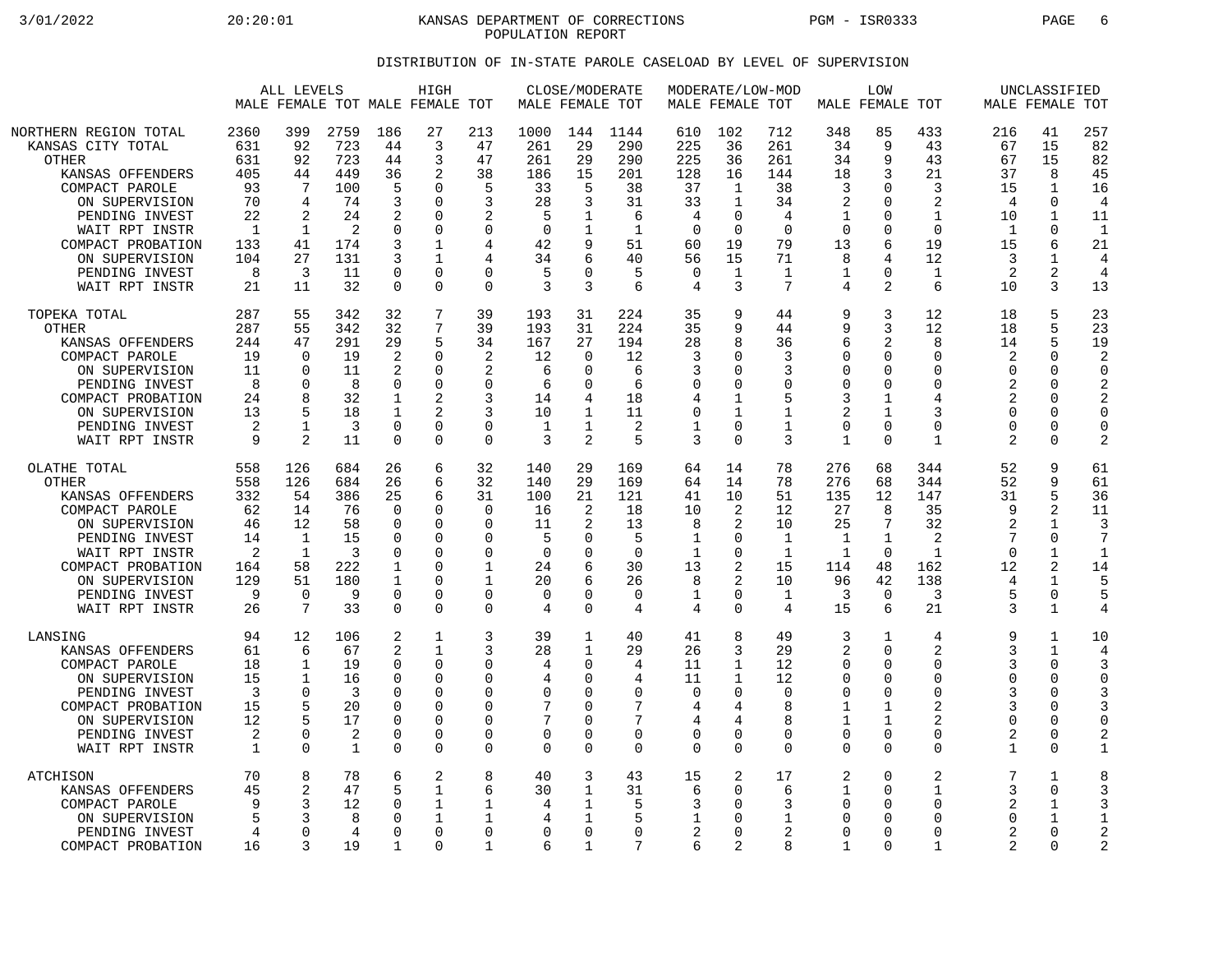KANSAS DEPARTMENT OF CORRECTIONS
POPULATION REPORT

3/01/2022 20:20:01 PGM - ISR0333

## DISTRIBUTION OF IN-STATE PAROLE CASELOAD BY LEVEL OF SUPERVISION

| | ALL LEVELS | | | HIGH | | | CLOSE/MODERATE | | | MODERATE/LOW-MOD | | | LOW | | | UNCLASSIFIED | | |
|---|---|---|---|---|---|---|---|---|---|---|---|---|---|---|---|---|---|---|
| | MALE | FEMALE | TOT | MALE | FEMALE | TOT | MALE | FEMALE | TOT | MALE | FEMALE | TOT | MALE | FEMALE | TOT | MALE | FEMALE | TOT |
| NORTHERN REGION TOTAL | 2360 | 399 | 2759 | 186 | 27 | 213 | 1000 | 144 | 1144 | 610 | 102 | 712 | 348 | 85 | 433 | 216 | 41 | 257 |
| KANSAS CITY TOTAL | 631 | 92 | 723 | 44 | 3 | 47 | 261 | 29 | 290 | 225 | 36 | 261 | 34 | 9 | 43 | 67 | 15 | 82 |
| OTHER | 631 | 92 | 723 | 44 | 3 | 47 | 261 | 29 | 290 | 225 | 36 | 261 | 34 | 9 | 43 | 67 | 15 | 82 |
| KANSAS OFFENDERS | 405 | 44 | 449 | 36 | 2 | 38 | 186 | 15 | 201 | 128 | 16 | 144 | 18 | 3 | 21 | 37 | 8 | 45 |
| COMPACT PAROLE | 93 | 7 | 100 | 5 | 0 | 5 | 33 | 5 | 38 | 37 | 1 | 38 | 3 | 0 | 3 | 15 | 1 | 16 |
| ON SUPERVISION | 70 | 4 | 74 | 3 | 0 | 3 | 28 | 3 | 31 | 33 | 1 | 34 | 2 | 0 | 2 | 4 | 0 | 4 |
| PENDING INVEST | 22 | 2 | 24 | 2 | 0 | 2 | 5 | 1 | 6 | 4 | 0 | 4 | 1 | 0 | 1 | 10 | 1 | 11 |
| WAIT RPT INSTR | 1 | 1 | 2 | 0 | 0 | 0 | 0 | 1 | 1 | 0 | 0 | 0 | 0 | 0 | 0 | 1 | 0 | 1 |
| COMPACT PROBATION | 133 | 41 | 174 | 3 | 1 | 4 | 42 | 9 | 51 | 60 | 19 | 79 | 13 | 6 | 19 | 15 | 6 | 21 |
| ON SUPERVISION | 104 | 27 | 131 | 3 | 1 | 4 | 34 | 6 | 40 | 56 | 15 | 71 | 8 | 4 | 12 | 3 | 1 | 4 |
| PENDING INVEST | 8 | 3 | 11 | 0 | 0 | 0 | 5 | 0 | 5 | 0 | 1 | 1 | 1 | 0 | 1 | 2 | 2 | 4 |
| WAIT RPT INSTR | 21 | 11 | 32 | 0 | 0 | 0 | 3 | 3 | 6 | 4 | 3 | 7 | 4 | 2 | 6 | 10 | 3 | 13 |
| TOPEKA TOTAL | 287 | 55 | 342 | 32 | 7 | 39 | 193 | 31 | 224 | 35 | 9 | 44 | 9 | 3 | 12 | 18 | 5 | 23 |
| OTHER | 287 | 55 | 342 | 32 | 7 | 39 | 193 | 31 | 224 | 35 | 9 | 44 | 9 | 3 | 12 | 18 | 5 | 23 |
| KANSAS OFFENDERS | 244 | 47 | 291 | 29 | 5 | 34 | 167 | 27 | 194 | 28 | 8 | 36 | 6 | 2 | 8 | 14 | 5 | 19 |
| COMPACT PAROLE | 19 | 0 | 19 | 2 | 0 | 2 | 12 | 0 | 12 | 3 | 0 | 3 | 0 | 0 | 0 | 2 | 0 | 2 |
| ON SUPERVISION | 11 | 0 | 11 | 2 | 0 | 2 | 6 | 0 | 6 | 3 | 0 | 3 | 0 | 0 | 0 | 0 | 0 | 0 |
| PENDING INVEST | 8 | 0 | 8 | 0 | 0 | 0 | 6 | 0 | 6 | 0 | 0 | 0 | 0 | 0 | 0 | 2 | 0 | 2 |
| COMPACT PROBATION | 24 | 8 | 32 | 1 | 2 | 3 | 14 | 4 | 18 | 4 | 1 | 5 | 3 | 1 | 4 | 2 | 0 | 2 |
| ON SUPERVISION | 13 | 5 | 18 | 1 | 2 | 3 | 10 | 1 | 11 | 0 | 1 | 1 | 2 | 1 | 3 | 0 | 0 | 0 |
| PENDING INVEST | 2 | 1 | 3 | 0 | 0 | 0 | 1 | 1 | 2 | 1 | 0 | 1 | 0 | 0 | 0 | 0 | 0 | 0 |
| WAIT RPT INSTR | 9 | 2 | 11 | 0 | 0 | 0 | 3 | 2 | 5 | 3 | 0 | 3 | 1 | 0 | 1 | 2 | 0 | 2 |
| OLATHE TOTAL | 558 | 126 | 684 | 26 | 6 | 32 | 140 | 29 | 169 | 64 | 14 | 78 | 276 | 68 | 344 | 52 | 9 | 61 |
| OTHER | 558 | 126 | 684 | 26 | 6 | 32 | 140 | 29 | 169 | 64 | 14 | 78 | 276 | 68 | 344 | 52 | 9 | 61 |
| KANSAS OFFENDERS | 332 | 54 | 386 | 25 | 6 | 31 | 100 | 21 | 121 | 41 | 10 | 51 | 135 | 12 | 147 | 31 | 5 | 36 |
| COMPACT PAROLE | 62 | 14 | 76 | 0 | 0 | 0 | 16 | 2 | 18 | 10 | 2 | 12 | 27 | 8 | 35 | 9 | 2 | 11 |
| ON SUPERVISION | 46 | 12 | 58 | 0 | 0 | 0 | 11 | 2 | 13 | 8 | 2 | 10 | 25 | 7 | 32 | 2 | 1 | 3 |
| PENDING INVEST | 14 | 1 | 15 | 0 | 0 | 0 | 5 | 0 | 5 | 1 | 0 | 1 | 1 | 1 | 2 | 7 | 0 | 7 |
| WAIT RPT INSTR | 2 | 1 | 3 | 0 | 0 | 0 | 0 | 0 | 0 | 1 | 0 | 1 | 1 | 0 | 1 | 0 | 1 | 1 |
| COMPACT PROBATION | 164 | 58 | 222 | 1 | 0 | 1 | 24 | 6 | 30 | 13 | 2 | 15 | 114 | 48 | 162 | 12 | 2 | 14 |
| ON SUPERVISION | 129 | 51 | 180 | 1 | 0 | 1 | 20 | 6 | 26 | 8 | 2 | 10 | 96 | 42 | 138 | 4 | 1 | 5 |
| PENDING INVEST | 9 | 0 | 9 | 0 | 0 | 0 | 0 | 0 | 0 | 1 | 0 | 1 | 3 | 0 | 3 | 5 | 0 | 5 |
| WAIT RPT INSTR | 26 | 7 | 33 | 0 | 0 | 0 | 4 | 0 | 4 | 4 | 0 | 4 | 15 | 6 | 21 | 3 | 1 | 4 |
| LANSING | 94 | 12 | 106 | 2 | 1 | 3 | 39 | 1 | 40 | 41 | 8 | 49 | 3 | 1 | 4 | 9 | 1 | 10 |
| KANSAS OFFENDERS | 61 | 6 | 67 | 2 | 1 | 3 | 28 | 1 | 29 | 26 | 3 | 29 | 2 | 0 | 2 | 3 | 1 | 4 |
| COMPACT PAROLE | 18 | 1 | 19 | 0 | 0 | 0 | 4 | 0 | 4 | 11 | 1 | 12 | 0 | 0 | 0 | 3 | 0 | 3 |
| ON SUPERVISION | 15 | 1 | 16 | 0 | 0 | 0 | 4 | 0 | 4 | 11 | 1 | 12 | 0 | 0 | 0 | 0 | 0 | 0 |
| PENDING INVEST | 3 | 0 | 3 | 0 | 0 | 0 | 0 | 0 | 0 | 0 | 0 | 0 | 0 | 0 | 0 | 3 | 0 | 3 |
| COMPACT PROBATION | 15 | 5 | 20 | 0 | 0 | 0 | 7 | 0 | 7 | 4 | 4 | 8 | 1 | 1 | 2 | 3 | 0 | 3 |
| ON SUPERVISION | 12 | 5 | 17 | 0 | 0 | 0 | 7 | 0 | 7 | 4 | 4 | 8 | 1 | 1 | 2 | 0 | 0 | 0 |
| PENDING INVEST | 2 | 0 | 2 | 0 | 0 | 0 | 0 | 0 | 0 | 0 | 0 | 0 | 0 | 0 | 0 | 2 | 0 | 2 |
| WAIT RPT INSTR | 1 | 0 | 1 | 0 | 0 | 0 | 0 | 0 | 0 | 0 | 0 | 0 | 0 | 0 | 0 | 1 | 0 | 1 |
| ATCHISON | 70 | 8 | 78 | 6 | 2 | 8 | 40 | 3 | 43 | 15 | 2 | 17 | 2 | 0 | 2 | 7 | 1 | 8 |
| KANSAS OFFENDERS | 45 | 2 | 47 | 5 | 1 | 6 | 30 | 1 | 31 | 6 | 0 | 6 | 1 | 0 | 1 | 3 | 0 | 3 |
| COMPACT PAROLE | 9 | 3 | 12 | 0 | 1 | 1 | 4 | 1 | 5 | 3 | 0 | 3 | 0 | 0 | 0 | 2 | 1 | 3 |
| ON SUPERVISION | 5 | 3 | 8 | 0 | 1 | 1 | 4 | 1 | 5 | 1 | 0 | 1 | 0 | 0 | 0 | 0 | 1 | 1 |
| PENDING INVEST | 4 | 0 | 4 | 0 | 0 | 0 | 0 | 0 | 0 | 2 | 0 | 2 | 0 | 0 | 0 | 2 | 0 | 2 |
| COMPACT PROBATION | 16 | 3 | 19 | 1 | 0 | 1 | 6 | 1 | 7 | 6 | 2 | 8 | 1 | 0 | 1 | 2 | 0 | 2 |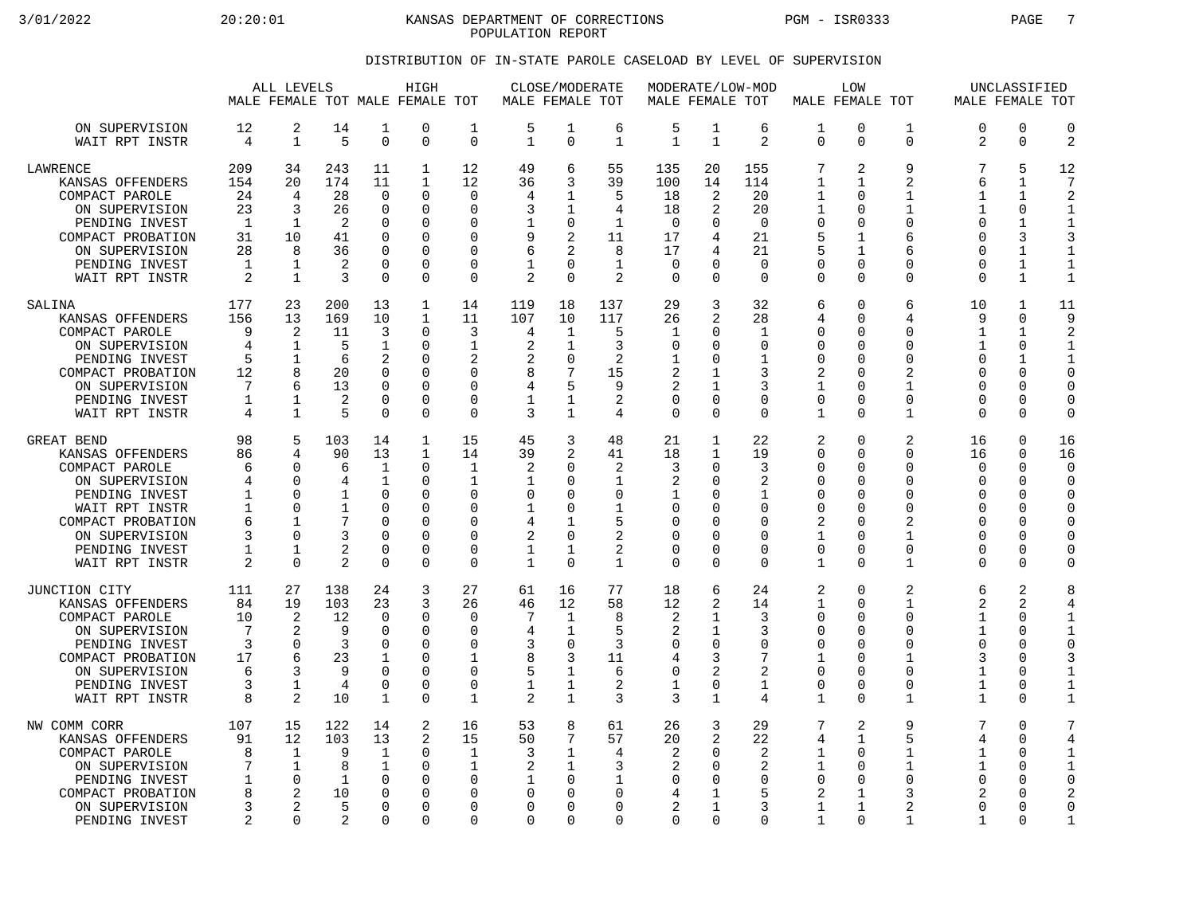# KANSAS DEPARTMENT OF CORRECTIONS POPULATION REPORT

## DISTRIBUTION OF IN-STATE PAROLE CASELOAD BY LEVEL OF SUPERVISION

| | ALL LEVELS | | | HIGH | | | CLOSE/MODERATE | | | MODERATE/LOW-MOD | | | LOW | | | UNCLASSIFIED | | |
|---|---|---|---|---|---|---|---|---|---|---|---|---|---|---|---|---|---|---|
| | MALE | FEMALE | TOT | MALE | FEMALE | TOT | MALE | FEMALE | TOT | MALE | FEMALE | TOT | MALE | FEMALE | TOT | MALE | FEMALE | TOT |
| ON SUPERVISION | 12 | 2 | 14 | 1 | 0 | 1 | 5 | 1 | 6 | 5 | 1 | 6 | 1 | 0 | 1 | 0 | 0 | 0 |
| WAIT RPT INSTR | 4 | 1 | 5 | 0 | 0 | 0 | 1 | 0 | 1 | 1 | 1 | 2 | 0 | 0 | 0 | 2 | 0 | 2 |
| LAWRENCE | 209 | 34 | 243 | 11 | 1 | 12 | 49 | 6 | 55 | 135 | 20 | 155 | 7 | 2 | 9 | 7 | 5 | 12 |
| KANSAS OFFENDERS | 154 | 20 | 174 | 11 | 1 | 12 | 36 | 3 | 39 | 100 | 14 | 114 | 1 | 1 | 2 | 6 | 1 | 7 |
| COMPACT PAROLE | 24 | 4 | 28 | 0 | 0 | 0 | 4 | 1 | 5 | 18 | 2 | 20 | 1 | 0 | 1 | 1 | 1 | 2 |
| ON SUPERVISION | 23 | 3 | 26 | 0 | 0 | 0 | 3 | 1 | 4 | 18 | 2 | 20 | 1 | 0 | 1 | 1 | 0 | 1 |
| PENDING INVEST | 1 | 1 | 2 | 0 | 0 | 0 | 1 | 0 | 1 | 0 | 0 | 0 | 0 | 0 | 0 | 0 | 1 | 1 |
| COMPACT PROBATION | 31 | 10 | 41 | 0 | 0 | 0 | 9 | 2 | 11 | 17 | 4 | 21 | 5 | 1 | 6 | 0 | 3 | 3 |
| ON SUPERVISION | 28 | 8 | 36 | 0 | 0 | 0 | 6 | 2 | 8 | 17 | 4 | 21 | 5 | 1 | 6 | 0 | 1 | 1 |
| PENDING INVEST | 1 | 1 | 2 | 0 | 0 | 0 | 1 | 0 | 1 | 0 | 0 | 0 | 0 | 0 | 0 | 0 | 1 | 1 |
| WAIT RPT INSTR | 2 | 1 | 3 | 0 | 0 | 0 | 2 | 0 | 2 | 0 | 0 | 0 | 0 | 0 | 0 | 0 | 1 | 1 |
| SALINA | 177 | 23 | 200 | 13 | 1 | 14 | 119 | 18 | 137 | 29 | 3 | 32 | 6 | 0 | 6 | 10 | 1 | 11 |
| KANSAS OFFENDERS | 156 | 13 | 169 | 10 | 1 | 11 | 107 | 10 | 117 | 26 | 2 | 28 | 4 | 0 | 4 | 9 | 0 | 9 |
| COMPACT PAROLE | 9 | 2 | 11 | 3 | 0 | 3 | 4 | 1 | 5 | 1 | 0 | 1 | 0 | 0 | 0 | 1 | 1 | 2 |
| ON SUPERVISION | 4 | 1 | 5 | 1 | 0 | 1 | 2 | 1 | 3 | 0 | 0 | 0 | 0 | 0 | 0 | 1 | 0 | 1 |
| PENDING INVEST | 5 | 1 | 6 | 2 | 0 | 2 | 2 | 0 | 2 | 1 | 0 | 1 | 0 | 0 | 0 | 0 | 1 | 1 |
| COMPACT PROBATION | 12 | 8 | 20 | 0 | 0 | 0 | 8 | 7 | 15 | 2 | 1 | 3 | 2 | 0 | 2 | 0 | 0 | 0 |
| ON SUPERVISION | 7 | 6 | 13 | 0 | 0 | 0 | 4 | 5 | 9 | 2 | 1 | 3 | 1 | 0 | 1 | 0 | 0 | 0 |
| PENDING INVEST | 1 | 1 | 2 | 0 | 0 | 0 | 1 | 1 | 2 | 0 | 0 | 0 | 0 | 0 | 0 | 0 | 0 | 0 |
| WAIT RPT INSTR | 4 | 1 | 5 | 0 | 0 | 0 | 3 | 1 | 4 | 0 | 0 | 0 | 1 | 0 | 1 | 0 | 0 | 0 |
| GREAT BEND | 98 | 5 | 103 | 14 | 1 | 15 | 45 | 3 | 48 | 21 | 1 | 22 | 2 | 0 | 2 | 16 | 0 | 16 |
| KANSAS OFFENDERS | 86 | 4 | 90 | 13 | 1 | 14 | 39 | 2 | 41 | 18 | 1 | 19 | 0 | 0 | 0 | 16 | 0 | 16 |
| COMPACT PAROLE | 6 | 0 | 6 | 1 | 0 | 1 | 2 | 0 | 2 | 3 | 0 | 3 | 0 | 0 | 0 | 0 | 0 | 0 |
| ON SUPERVISION | 4 | 0 | 4 | 1 | 0 | 1 | 1 | 0 | 1 | 2 | 0 | 2 | 0 | 0 | 0 | 0 | 0 | 0 |
| PENDING INVEST | 1 | 0 | 1 | 0 | 0 | 0 | 0 | 0 | 0 | 1 | 0 | 1 | 0 | 0 | 0 | 0 | 0 | 0 |
| WAIT RPT INSTR | 1 | 0 | 1 | 0 | 0 | 0 | 1 | 0 | 1 | 0 | 0 | 0 | 0 | 0 | 0 | 0 | 0 | 0 |
| COMPACT PROBATION | 6 | 1 | 7 | 0 | 0 | 0 | 4 | 1 | 5 | 0 | 0 | 0 | 2 | 0 | 2 | 0 | 0 | 0 |
| ON SUPERVISION | 3 | 0 | 3 | 0 | 0 | 0 | 2 | 0 | 2 | 0 | 0 | 0 | 1 | 0 | 1 | 0 | 0 | 0 |
| PENDING INVEST | 1 | 1 | 2 | 0 | 0 | 0 | 1 | 1 | 2 | 0 | 0 | 0 | 0 | 0 | 0 | 0 | 0 | 0 |
| WAIT RPT INSTR | 2 | 0 | 2 | 0 | 0 | 0 | 1 | 0 | 1 | 0 | 0 | 0 | 1 | 0 | 1 | 0 | 0 | 0 |
| JUNCTION CITY | 111 | 27 | 138 | 24 | 3 | 27 | 61 | 16 | 77 | 18 | 6 | 24 | 2 | 0 | 2 | 6 | 2 | 8 |
| KANSAS OFFENDERS | 84 | 19 | 103 | 23 | 3 | 26 | 46 | 12 | 58 | 12 | 2 | 14 | 1 | 0 | 1 | 2 | 2 | 4 |
| COMPACT PAROLE | 10 | 2 | 12 | 0 | 0 | 0 | 7 | 1 | 8 | 2 | 1 | 3 | 0 | 0 | 0 | 1 | 0 | 1 |
| ON SUPERVISION | 7 | 2 | 9 | 0 | 0 | 0 | 4 | 1 | 5 | 2 | 1 | 3 | 0 | 0 | 0 | 1 | 0 | 1 |
| PENDING INVEST | 3 | 0 | 3 | 0 | 0 | 0 | 3 | 0 | 3 | 0 | 0 | 0 | 0 | 0 | 0 | 0 | 0 | 0 |
| COMPACT PROBATION | 17 | 6 | 23 | 1 | 0 | 1 | 8 | 3 | 11 | 4 | 3 | 7 | 1 | 0 | 1 | 3 | 0 | 3 |
| ON SUPERVISION | 6 | 3 | 9 | 0 | 0 | 0 | 5 | 1 | 6 | 0 | 2 | 2 | 0 | 0 | 0 | 1 | 0 | 1 |
| PENDING INVEST | 3 | 1 | 4 | 0 | 0 | 0 | 1 | 1 | 2 | 1 | 0 | 1 | 0 | 0 | 0 | 1 | 0 | 1 |
| WAIT RPT INSTR | 8 | 2 | 10 | 1 | 0 | 1 | 2 | 1 | 3 | 3 | 1 | 4 | 1 | 0 | 1 | 1 | 0 | 1 |
| NW COMM CORR | 107 | 15 | 122 | 14 | 2 | 16 | 53 | 8 | 61 | 26 | 3 | 29 | 7 | 2 | 9 | 7 | 0 | 7 |
| KANSAS OFFENDERS | 91 | 12 | 103 | 13 | 2 | 15 | 50 | 7 | 57 | 20 | 2 | 22 | 4 | 1 | 5 | 4 | 0 | 4 |
| COMPACT PAROLE | 8 | 1 | 9 | 1 | 0 | 1 | 3 | 1 | 4 | 2 | 0 | 2 | 1 | 0 | 1 | 1 | 0 | 1 |
| ON SUPERVISION | 7 | 1 | 8 | 1 | 0 | 1 | 2 | 1 | 3 | 2 | 0 | 2 | 1 | 0 | 1 | 1 | 0 | 1 |
| PENDING INVEST | 1 | 0 | 1 | 0 | 0 | 0 | 1 | 0 | 1 | 0 | 0 | 0 | 0 | 0 | 0 | 0 | 0 | 0 |
| COMPACT PROBATION | 8 | 2 | 10 | 0 | 0 | 0 | 0 | 0 | 0 | 4 | 1 | 5 | 2 | 1 | 3 | 2 | 0 | 2 |
| ON SUPERVISION | 3 | 2 | 5 | 0 | 0 | 0 | 0 | 0 | 0 | 2 | 1 | 3 | 1 | 1 | 2 | 0 | 0 | 0 |
| PENDING INVEST | 2 | 0 | 2 | 0 | 0 | 0 | 0 | 0 | 0 | 0 | 0 | 0 | 1 | 0 | 1 | 1 | 0 | 1 |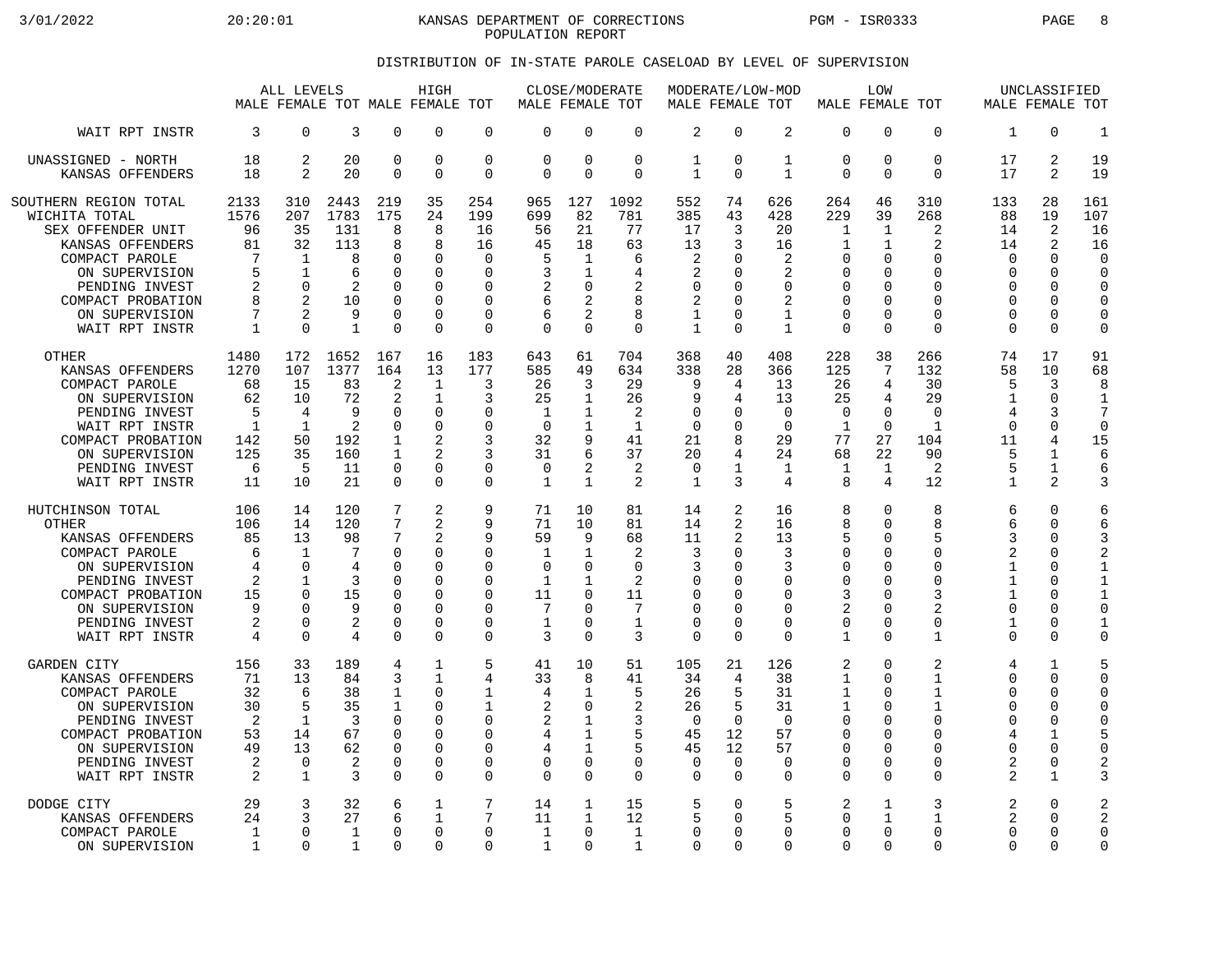KANSAS DEPARTMENT OF CORRECTIONS
POPULATION REPORT

## DISTRIBUTION OF IN-STATE PAROLE CASELOAD BY LEVEL OF SUPERVISION

| | ALL LEVELS | | | HIGH | | | CLOSE/MODERATE | | | MODERATE/LOW-MOD | | | LOW | | | UNCLASSIFIED | | |
|---|---|---|---|---|---|---|---|---|---|---|---|---|---|---|---|---|---|---|
| | MALE | FEMALE | TOT | MALE | FEMALE | TOT | MALE | FEMALE | TOT | MALE | FEMALE | TOT | MALE | FEMALE | TOT | MALE | FEMALE | TOT |
| WAIT RPT INSTR | 3 | 0 | 3 | 0 | 0 | 0 | 0 | 0 | 0 | 2 | 0 | 2 | 0 | 0 | 0 | 1 | 0 | 1 |
| UNASSIGNED - NORTH | 18 | 2 | 20 | 0 | 0 | 0 | 0 | 0 | 0 | 1 | 0 | 1 | 0 | 0 | 0 | 17 | 2 | 19 |
| KANSAS OFFENDERS | 18 | 2 | 20 | 0 | 0 | 0 | 0 | 0 | 0 | 1 | 0 | 1 | 0 | 0 | 0 | 17 | 2 | 19 |
| SOUTHERN REGION TOTAL | 2133 | 310 | 2443 | 219 | 35 | 254 | 965 | 127 | 1092 | 552 | 74 | 626 | 264 | 46 | 310 | 133 | 28 | 161 |
| WICHITA TOTAL | 1576 | 207 | 1783 | 175 | 24 | 199 | 699 | 82 | 781 | 385 | 43 | 428 | 229 | 39 | 268 | 88 | 19 | 107 |
| SEX OFFENDER UNIT | 96 | 35 | 131 | 8 | 8 | 16 | 56 | 21 | 77 | 17 | 3 | 20 | 1 | 1 | 2 | 14 | 2 | 16 |
| KANSAS OFFENDERS | 81 | 32 | 113 | 8 | 8 | 16 | 45 | 18 | 63 | 13 | 3 | 16 | 1 | 1 | 2 | 14 | 2 | 16 |
| COMPACT PAROLE | 7 | 1 | 8 | 0 | 0 | 0 | 5 | 1 | 6 | 2 | 0 | 2 | 0 | 0 | 0 | 0 | 0 | 0 |
| ON SUPERVISION | 5 | 1 | 6 | 0 | 0 | 0 | 3 | 1 | 4 | 2 | 0 | 2 | 0 | 0 | 0 | 0 | 0 | 0 |
| PENDING INVEST | 2 | 0 | 2 | 0 | 0 | 0 | 2 | 0 | 2 | 0 | 0 | 0 | 0 | 0 | 0 | 0 | 0 | 0 |
| COMPACT PROBATION | 8 | 2 | 10 | 0 | 0 | 0 | 6 | 2 | 8 | 2 | 0 | 2 | 0 | 0 | 0 | 0 | 0 | 0 |
| ON SUPERVISION | 7 | 2 | 9 | 0 | 0 | 0 | 6 | 2 | 8 | 1 | 0 | 1 | 0 | 0 | 0 | 0 | 0 | 0 |
| WAIT RPT INSTR | 1 | 0 | 1 | 0 | 0 | 0 | 0 | 0 | 0 | 1 | 0 | 1 | 0 | 0 | 0 | 0 | 0 | 0 |
| OTHER | 1480 | 172 | 1652 | 167 | 16 | 183 | 643 | 61 | 704 | 368 | 40 | 408 | 228 | 38 | 266 | 74 | 17 | 91 |
| KANSAS OFFENDERS | 1270 | 107 | 1377 | 164 | 13 | 177 | 585 | 49 | 634 | 338 | 28 | 366 | 125 | 7 | 132 | 58 | 10 | 68 |
| COMPACT PAROLE | 68 | 15 | 83 | 2 | 1 | 3 | 26 | 3 | 29 | 9 | 4 | 13 | 26 | 4 | 30 | 5 | 3 | 8 |
| ON SUPERVISION | 62 | 10 | 72 | 2 | 1 | 3 | 25 | 1 | 26 | 9 | 4 | 13 | 25 | 4 | 29 | 1 | 0 | 1 |
| PENDING INVEST | 5 | 4 | 9 | 0 | 0 | 0 | 1 | 1 | 2 | 0 | 0 | 0 | 0 | 0 | 0 | 4 | 3 | 7 |
| WAIT RPT INSTR | 1 | 1 | 2 | 0 | 0 | 0 | 0 | 1 | 1 | 0 | 0 | 0 | 1 | 0 | 1 | 0 | 0 | 0 |
| COMPACT PROBATION | 142 | 50 | 192 | 1 | 2 | 3 | 32 | 9 | 41 | 21 | 8 | 29 | 77 | 27 | 104 | 11 | 4 | 15 |
| ON SUPERVISION | 125 | 35 | 160 | 1 | 2 | 3 | 31 | 6 | 37 | 20 | 4 | 24 | 68 | 22 | 90 | 5 | 1 | 6 |
| PENDING INVEST | 6 | 5 | 11 | 0 | 0 | 0 | 0 | 2 | 2 | 0 | 1 | 1 | 1 | 1 | 2 | 5 | 1 | 6 |
| WAIT RPT INSTR | 11 | 10 | 21 | 0 | 0 | 0 | 1 | 1 | 2 | 1 | 3 | 4 | 8 | 4 | 12 | 1 | 2 | 3 |
| HUTCHINSON TOTAL | 106 | 14 | 120 | 7 | 2 | 9 | 71 | 10 | 81 | 14 | 2 | 16 | 8 | 0 | 8 | 6 | 0 | 6 |
| OTHER | 106 | 14 | 120 | 7 | 2 | 9 | 71 | 10 | 81 | 14 | 2 | 16 | 8 | 0 | 8 | 6 | 0 | 6 |
| KANSAS OFFENDERS | 85 | 13 | 98 | 7 | 2 | 9 | 59 | 9 | 68 | 11 | 2 | 13 | 5 | 0 | 5 | 3 | 0 | 3 |
| COMPACT PAROLE | 6 | 1 | 7 | 0 | 0 | 0 | 1 | 1 | 2 | 3 | 0 | 3 | 0 | 0 | 0 | 2 | 0 | 2 |
| ON SUPERVISION | 4 | 0 | 4 | 0 | 0 | 0 | 0 | 0 | 0 | 3 | 0 | 3 | 0 | 0 | 0 | 1 | 0 | 1 |
| PENDING INVEST | 2 | 1 | 3 | 0 | 0 | 0 | 1 | 1 | 2 | 0 | 0 | 0 | 0 | 0 | 0 | 1 | 0 | 1 |
| COMPACT PROBATION | 15 | 0 | 15 | 0 | 0 | 0 | 11 | 0 | 11 | 0 | 0 | 0 | 3 | 0 | 3 | 1 | 0 | 1 |
| ON SUPERVISION | 9 | 0 | 9 | 0 | 0 | 0 | 7 | 0 | 7 | 0 | 0 | 0 | 2 | 0 | 2 | 0 | 0 | 0 |
| PENDING INVEST | 2 | 0 | 2 | 0 | 0 | 0 | 1 | 0 | 1 | 0 | 0 | 0 | 0 | 0 | 0 | 1 | 0 | 1 |
| WAIT RPT INSTR | 4 | 0 | 4 | 0 | 0 | 0 | 3 | 0 | 3 | 0 | 0 | 0 | 1 | 0 | 1 | 0 | 0 | 0 |
| GARDEN CITY | 156 | 33 | 189 | 4 | 1 | 5 | 41 | 10 | 51 | 105 | 21 | 126 | 2 | 0 | 2 | 4 | 1 | 5 |
| KANSAS OFFENDERS | 71 | 13 | 84 | 3 | 1 | 4 | 33 | 8 | 41 | 34 | 4 | 38 | 1 | 0 | 1 | 0 | 0 | 0 |
| COMPACT PAROLE | 32 | 6 | 38 | 1 | 0 | 1 | 4 | 1 | 5 | 26 | 5 | 31 | 1 | 0 | 1 | 0 | 0 | 0 |
| ON SUPERVISION | 30 | 5 | 35 | 1 | 0 | 1 | 2 | 0 | 2 | 26 | 5 | 31 | 1 | 0 | 1 | 0 | 0 | 0 |
| PENDING INVEST | 2 | 1 | 3 | 0 | 0 | 0 | 2 | 1 | 3 | 0 | 0 | 0 | 0 | 0 | 0 | 0 | 0 | 0 |
| COMPACT PROBATION | 53 | 14 | 67 | 0 | 0 | 0 | 4 | 1 | 5 | 45 | 12 | 57 | 0 | 0 | 0 | 4 | 1 | 5 |
| ON SUPERVISION | 49 | 13 | 62 | 0 | 0 | 0 | 4 | 1 | 5 | 45 | 12 | 57 | 0 | 0 | 0 | 0 | 0 | 0 |
| PENDING INVEST | 2 | 0 | 2 | 0 | 0 | 0 | 0 | 0 | 0 | 0 | 0 | 0 | 0 | 0 | 0 | 2 | 0 | 2 |
| WAIT RPT INSTR | 2 | 1 | 3 | 0 | 0 | 0 | 0 | 0 | 0 | 0 | 0 | 0 | 0 | 0 | 0 | 2 | 1 | 3 |
| DODGE CITY | 29 | 3 | 32 | 6 | 1 | 7 | 14 | 1 | 15 | 5 | 0 | 5 | 2 | 1 | 3 | 2 | 0 | 2 |
| KANSAS OFFENDERS | 24 | 3 | 27 | 6 | 1 | 7 | 11 | 1 | 12 | 5 | 0 | 5 | 0 | 1 | 1 | 2 | 0 | 2 |
| COMPACT PAROLE | 1 | 0 | 1 | 0 | 0 | 0 | 1 | 0 | 1 | 0 | 0 | 0 | 0 | 0 | 0 | 0 | 0 | 0 |
| ON SUPERVISION | 1 | 0 | 1 | 0 | 0 | 0 | 1 | 0 | 1 | 0 | 0 | 0 | 0 | 0 | 0 | 0 | 0 | 0 |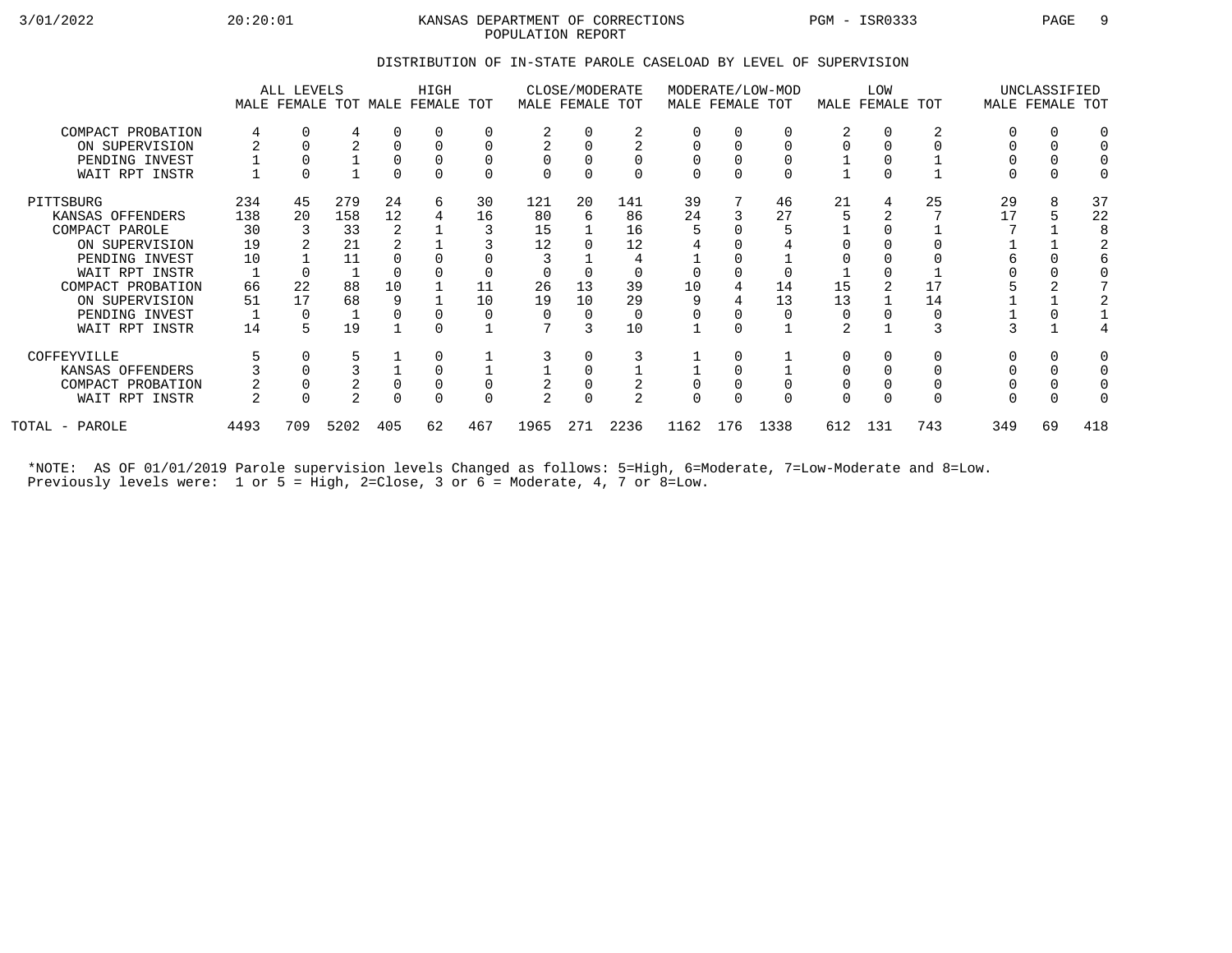KANSAS DEPARTMENT OF CORRECTIONS
POPULATION REPORT

## DISTRIBUTION OF IN-STATE PAROLE CASELOAD BY LEVEL OF SUPERVISION

| | ALL LEVELS | | | HIGH | | | CLOSE/MODERATE | | | MODERATE/LOW-MOD | | | LOW | | | UNCLASSIFIED | | |
|---|---|---|---|---|---|---|---|---|---|---|---|---|---|---|---|---|---|---|
| | MALE | FEMALE | TOT | MALE | FEMALE | TOT | MALE | FEMALE | TOT | MALE | FEMALE | TOT | MALE | FEMALE | TOT | MALE | FEMALE | TOT |
| COMPACT PROBATION | 4 | 0 | 4 | 0 | 0 | 0 | 2 | 0 | 2 | 0 | 0 | 0 | 2 | 0 | 2 | 0 | 0 | 0 |
| ON SUPERVISION | 2 | 0 | 2 | 0 | 0 | 0 | 2 | 0 | 2 | 0 | 0 | 0 | 0 | 0 | 0 | 0 | 0 | 0 |
| PENDING INVEST | 1 | 0 | 1 | 0 | 0 | 0 | 0 | 0 | 0 | 0 | 0 | 0 | 1 | 0 | 1 | 0 | 0 | 0 |
| WAIT RPT INSTR | 1 | 0 | 1 | 0 | 0 | 0 | 0 | 0 | 0 | 0 | 0 | 0 | 1 | 0 | 1 | 0 | 0 | 0 |
| PITTSBURG | 234 | 45 | 279 | 24 | 6 | 30 | 121 | 20 | 141 | 39 | 7 | 46 | 21 | 4 | 25 | 29 | 8 | 37 |
| KANSAS OFFENDERS | 138 | 20 | 158 | 12 | 4 | 16 | 80 | 6 | 86 | 24 | 3 | 27 | 5 | 2 | 7 | 17 | 5 | 22 |
| COMPACT PAROLE | 30 | 3 | 33 | 2 | 1 | 3 | 15 | 1 | 16 | 5 | 0 | 5 | 1 | 0 | 1 | 7 | 1 | 8 |
| ON SUPERVISION | 19 | 2 | 21 | 2 | 1 | 3 | 12 | 0 | 12 | 4 | 0 | 4 | 0 | 0 | 0 | 1 | 1 | 2 |
| PENDING INVEST | 10 | 1 | 11 | 0 | 0 | 0 | 3 | 1 | 4 | 1 | 0 | 1 | 0 | 0 | 0 | 6 | 0 | 6 |
| WAIT RPT INSTR | 1 | 0 | 1 | 0 | 0 | 0 | 0 | 0 | 0 | 0 | 0 | 0 | 1 | 0 | 1 | 0 | 0 | 0 |
| COMPACT PROBATION | 66 | 22 | 88 | 10 | 1 | 11 | 26 | 13 | 39 | 10 | 4 | 14 | 15 | 2 | 17 | 5 | 2 | 7 |
| ON SUPERVISION | 51 | 17 | 68 | 9 | 1 | 10 | 19 | 10 | 29 | 9 | 4 | 13 | 13 | 1 | 14 | 1 | 1 | 2 |
| PENDING INVEST | 1 | 0 | 1 | 0 | 0 | 0 | 0 | 0 | 0 | 0 | 0 | 0 | 0 | 0 | 0 | 1 | 0 | 1 |
| WAIT RPT INSTR | 14 | 5 | 19 | 1 | 0 | 1 | 7 | 3 | 10 | 1 | 0 | 1 | 2 | 1 | 3 | 3 | 1 | 4 |
| COFFEYVILLE | 5 | 0 | 5 | 1 | 0 | 1 | 3 | 0 | 3 | 1 | 0 | 1 | 0 | 0 | 0 | 0 | 0 | 0 |
| KANSAS OFFENDERS | 3 | 0 | 3 | 1 | 0 | 1 | 1 | 0 | 1 | 1 | 0 | 1 | 0 | 0 | 0 | 0 | 0 | 0 |
| COMPACT PROBATION | 2 | 0 | 2 | 0 | 0 | 0 | 2 | 0 | 2 | 0 | 0 | 0 | 0 | 0 | 0 | 0 | 0 | 0 |
| WAIT RPT INSTR | 2 | 0 | 2 | 0 | 0 | 0 | 2 | 0 | 2 | 0 | 0 | 0 | 0 | 0 | 0 | 0 | 0 | 0 |
| TOTAL - PAROLE | 4493 | 709 | 5202 | 405 | 62 | 467 | 1965 | 271 | 2236 | 1162 | 176 | 1338 | 612 | 131 | 743 | 349 | 69 | 418 |

*NOTE: AS OF 01/01/2019 Parole supervision levels Changed as follows: 5=High, 6=Moderate, 7=Low-Moderate and 8=Low.
Previously levels were: 1 or 5 = High, 2=Close, 3 or 6 = Moderate, 4, 7 or 8=Low.